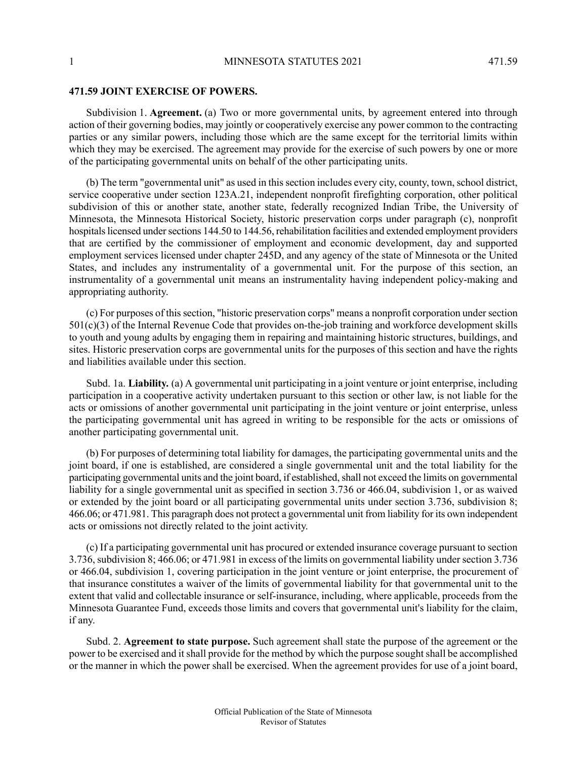## 471.59 JOINT EXERCISE OF POWERS.

Subdivision 1. **Agreement.** (a) Two or more governmental units, by agreement entered into through action of their governing bodies, may jointly or cooperatively exercise any power common to the contracting parties or any similar powers, including those which are the same except for the territorial limits within which they may be exercised. The agreement may provide for the exercise of such powers by one or more of the participating governmental units on behalf of the other participating units.

(b) The term "governmental unit" as used in this section includes every city, county, town, school district, service cooperative under section 123A.21, independent nonprofit firefighting corporation, other political subdivision of this or another state, another state, federally recognized Indian Tribe, the University of Minnesota, the Minnesota Historical Society, historic preservation corps under paragraph (c), nonprofit hospitals licensed under sections 144.50 to 144.56, rehabilitation facilities and extended employment providers that are certified by the commissioner of employment and economic development, day and supported employment services licensed under chapter 245D, and any agency of the state of Minnesota or the United States, and includes any instrumentality of a governmental unit. For the purpose of this section, an instrumentality of a governmental unit means an instrumentality having independent policy-making and appropriating authority.

(c) For purposes of this section, "historic preservation corps" means a nonprofit corporation under section 501(c)(3) of the Internal Revenue Code that provides on-the-job training and workforce development skills to youth and young adults by engaging them in repairing and maintaining historic structures, buildings, and sites. Historic preservation corps are governmental units for the purposes of this section and have the rights and liabilities available under this section.

Subd. 1a. **Liability.** (a) A governmental unit participating in a joint venture or joint enterprise, including participation in a cooperative activity undertaken pursuant to this section or other law, is not liable for the acts or omissions of another governmental unit participating in the joint venture or joint enterprise, unless the participating governmental unit has agreed in writing to be responsible for the acts or omissions of another participating governmental unit.

(b) For purposes of determining total liability for damages, the participating governmental units and the joint board, if one is established, are considered a single governmental unit and the total liability for the participating governmental units and the joint board, if established, shall not exceed the limits on governmental liability for a single governmental unit as specified in section 3.736 or 466.04, subdivision 1, or as waived or extended by the joint board or all participating governmental units under section 3.736, subdivision 8; 466.06; or 471.981. This paragraph does not protect a governmental unit from liability for its own independent acts or omissions not directly related to the joint activity.

(c) If a participating governmental unit has procured or extended insurance coverage pursuant to section 3.736, subdivision 8; 466.06; or 471.981 in excess of the limits on governmental liability under section 3.736 or 466.04, subdivision 1, covering participation in the joint venture or joint enterprise, the procurement of that insurance constitutes a waiver of the limits of governmental liability for that governmental unit to the extent that valid and collectable insurance or self-insurance, including, where applicable, proceeds from the Minnesota Guarantee Fund, exceeds those limits and covers that governmental unit's liability for the claim, if any.

Subd. 2. **Agreement to state purpose.** Such agreement shall state the purpose of the agreement or the power to be exercised and it shall provide for the method by which the purpose sought shall be accomplished or the manner in which the power shall be exercised. When the agreement provides for use of a joint board,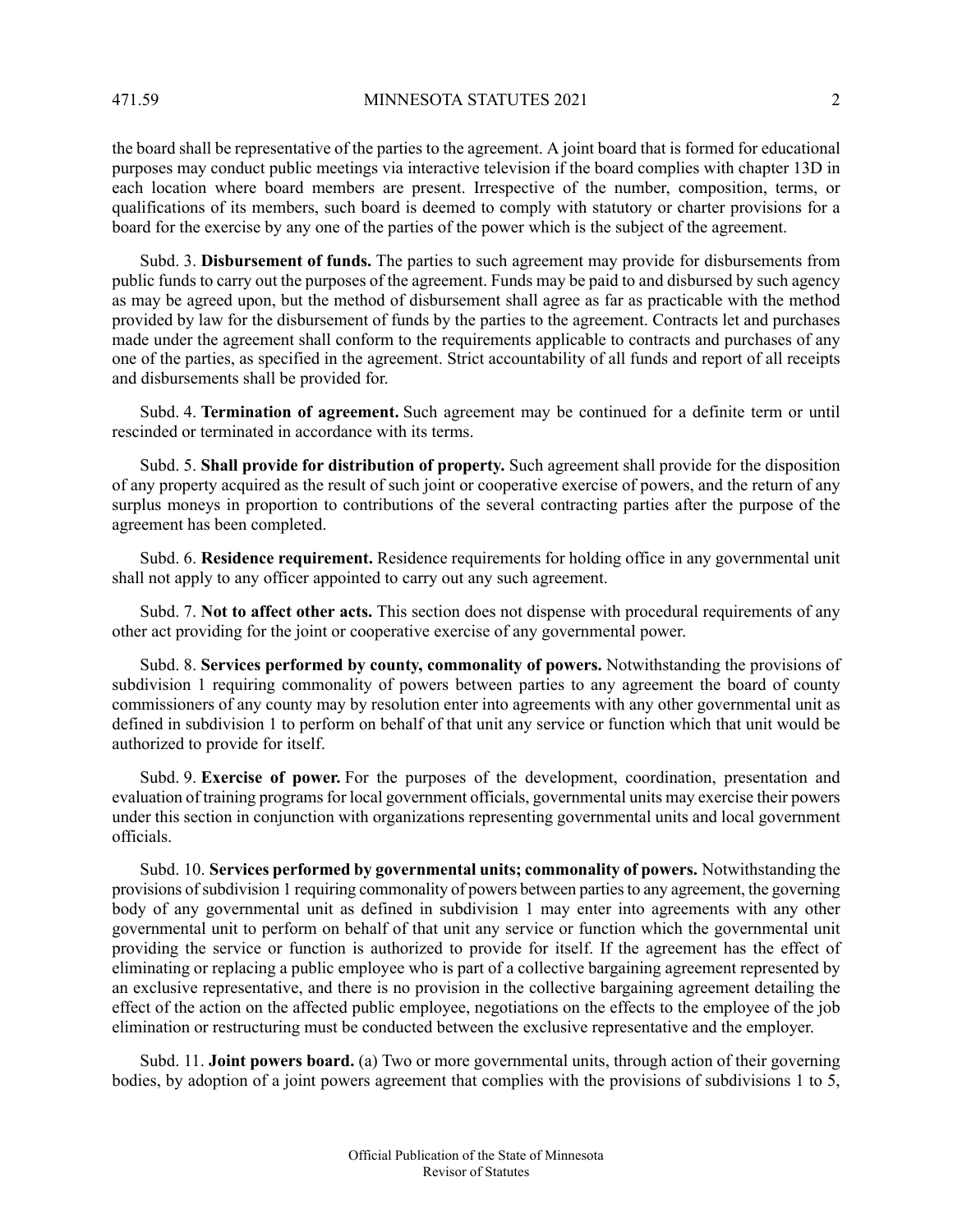the board shall be representative of the parties to the agreement. A joint board that is formed for educational purposes may conduct public meetings via interactive television if the board complies with chapter 13D in each location where board members are present. Irrespective of the number, composition, terms, or qualifications of its members, such board is deemed to comply with statutory or charter provisions for a board for the exercise by any one of the parties of the power which is the subject of the agreement.

Subd. 3. **Disbursement of funds.** The parties to such agreement may provide for disbursements from public funds to carry out the purposes of the agreement. Funds may be paid to and disbursed by such agency as may be agreed upon, but the method of disbursement shall agree as far as practicable with the method provided by law for the disbursement of funds by the parties to the agreement. Contracts let and purchases made under the agreement shall conform to the requirements applicable to contracts and purchases of any one of the parties, as specified in the agreement. Strict accountability of all funds and report of all receipts and disbursements shall be provided for.

Subd. 4. **Termination of agreement.** Such agreement may be continued for a definite term or until rescinded or terminated in accordance with its terms.

Subd. 5. **Shall provide for distribution of property.** Such agreement shall provide for the disposition of any property acquired as the result of such joint or cooperative exercise of powers, and the return of any surplus moneys in proportion to contributions of the several contracting parties after the purpose of the agreement has been completed.

Subd. 6. **Residence requirement.** Residence requirements for holding office in any governmental unit shall not apply to any officer appointed to carry out any such agreement.

Subd. 7. **Not to affect other acts.** This section does not dispense with procedural requirements of any other act providing for the joint or cooperative exercise of any governmental power.

Subd. 8. **Services performed by county, commonality of powers.** Notwithstanding the provisions of subdivision 1 requiring commonality of powers between parties to any agreement the board of county commissioners of any county may by resolution enter into agreements with any other governmental unit as defined in subdivision 1 to perform on behalf of that unit any service or function which that unit would be authorized to provide for itself.

Subd. 9. **Exercise of power.** For the purposes of the development, coordination, presentation and evaluation of training programs for local government officials, governmental units may exercise their powers under this section in conjunction with organizations representing governmental units and local government officials.

Subd. 10. **Services performed by governmental units; commonality of powers.** Notwithstanding the provisions of subdivision 1 requiring commonality of powers between parties to any agreement, the governing body of any governmental unit as defined in subdivision 1 may enter into agreements with any other governmental unit to perform on behalf of that unit any service or function which the governmental unit providing the service or function is authorized to provide for itself. If the agreement has the effect of eliminating or replacing a public employee who is part of a collective bargaining agreement represented by an exclusive representative, and there is no provision in the collective bargaining agreement detailing the effect of the action on the affected public employee, negotiations on the effects to the employee of the job elimination or restructuring must be conducted between the exclusive representative and the employer.

Subd. 11. **Joint powers board.** (a) Two or more governmental units, through action of their governing bodies, by adoption of a joint powers agreement that complies with the provisions of subdivisions 1 to 5,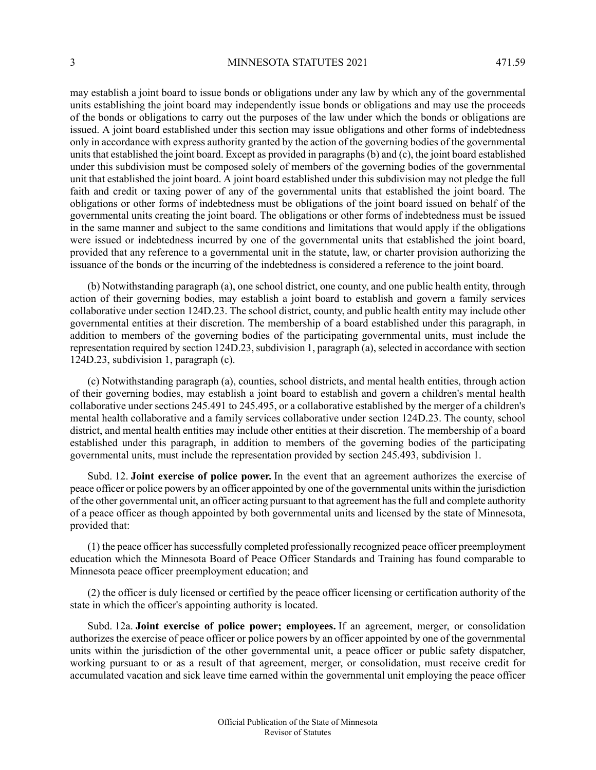may establish a joint board to issue bonds or obligations under any law by which any of the governmental units establishing the joint board may independently issue bonds or obligations and may use the proceeds of the bonds or obligations to carry out the purposes of the law under which the bonds or obligations are issued. A joint board established under this section may issue obligations and other forms of indebtedness only in accordance with express authority granted by the action of the governing bodies of the governmental units that established the joint board. Except as provided in paragraphs (b) and (c), the joint board established under this subdivision must be composed solely of members of the governing bodies of the governmental unit that established the joint board. A joint board established under this subdivision may not pledge the full faith and credit or taxing power of any of the governmental units that established the joint board. The obligations or other forms of indebtedness must be obligations of the joint board issued on behalf of the governmental units creating the joint board. The obligations or other forms of indebtedness must be issued in the same manner and subject to the same conditions and limitations that would apply if the obligations were issued or indebtedness incurred by one of the governmental units that established the joint board, provided that any reference to a governmental unit in the statute, law, or charter provision authorizing the issuance of the bonds or the incurring of the indebtedness is considered a reference to the joint board.

(b) Notwithstanding paragraph (a), one school district, one county, and one public health entity, through action of their governing bodies, may establish a joint board to establish and govern a family services collaborative under section 124D.23. The school district, county, and public health entity may include other governmental entities at their discretion. The membership of a board established under this paragraph, in addition to members of the governing bodies of the participating governmental units, must include the representation required by section 124D.23, subdivision 1, paragraph (a), selected in accordance with section 124D.23, subdivision 1, paragraph (c).

(c) Notwithstanding paragraph (a), counties, school districts, and mental health entities, through action of their governing bodies, may establish a joint board to establish and govern a children's mental health collaborative under sections 245.491 to 245.495, or a collaborative established by the merger of a children's mental health collaborative and a family services collaborative under section 124D.23. The county, school district, and mental health entities may include other entities at their discretion. The membership of a board established under this paragraph, in addition to members of the governing bodies of the participating governmental units, must include the representation provided by section 245.493, subdivision 1.

Subd. 12. **Joint exercise of police power.** In the event that an agreement authorizes the exercise of peace officer or police powers by an officer appointed by one of the governmental units within the jurisdiction of the other governmental unit, an officer acting pursuant to that agreement has the full and complete authority of a peace officer as though appointed by both governmental units and licensed by the state of Minnesota, provided that:

(1) the peace officer has successfully completed professionally recognized peace officer preemployment education which the Minnesota Board of Peace Officer Standards and Training has found comparable to Minnesota peace officer preemployment education; and

(2) the officer is duly licensed or certified by the peace officer licensing or certification authority of the state in which the officer's appointing authority is located.

Subd. 12a. **Joint exercise of police power; employees.** If an agreement, merger, or consolidation authorizes the exercise of peace officer or police powers by an officer appointed by one of the governmental units within the jurisdiction of the other governmental unit, a peace officer or public safety dispatcher, working pursuant to or as a result of that agreement, merger, or consolidation, must receive credit for accumulated vacation and sick leave time earned within the governmental unit employing the peace officer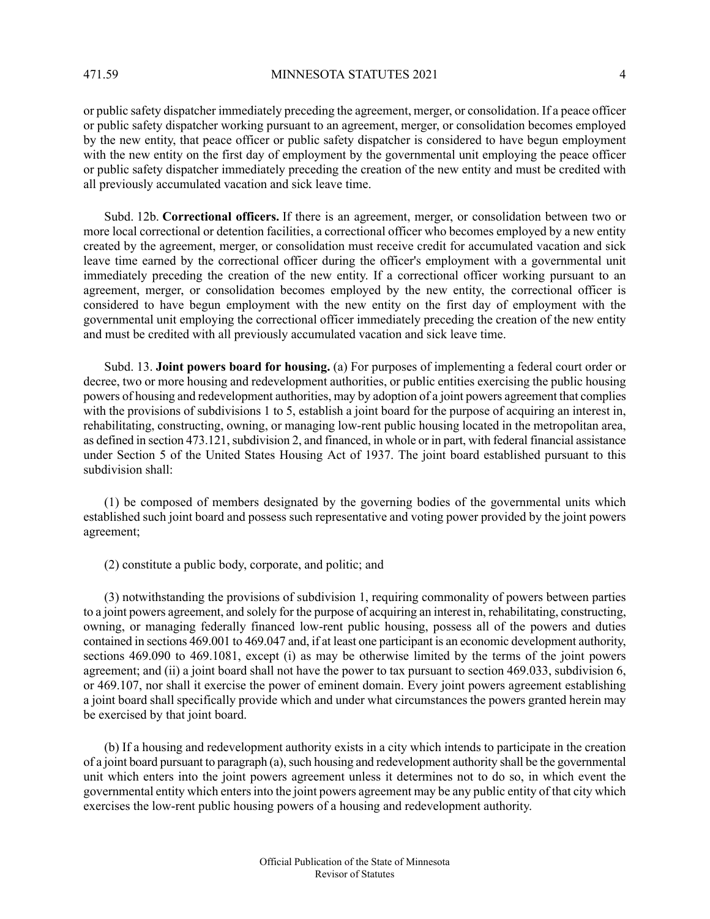or public safety dispatcher immediately preceding the agreement, merger, or consolidation. If a peace officer or public safety dispatcher working pursuant to an agreement, merger, or consolidation becomes employed by the new entity, that peace officer or public safety dispatcher is considered to have begun employment with the new entity on the first day of employment by the governmental unit employing the peace officer or public safety dispatcher immediately preceding the creation of the new entity and must be credited with all previously accumulated vacation and sick leave time.

Subd. 12b. **Correctional officers.** If there is an agreement, merger, or consolidation between two or more local correctional or detention facilities, a correctional officer who becomes employed by a new entity created by the agreement, merger, or consolidation must receive credit for accumulated vacation and sick leave time earned by the correctional officer during the officer's employment with a governmental unit immediately preceding the creation of the new entity. If a correctional officer working pursuant to an agreement, merger, or consolidation becomes employed by the new entity, the correctional officer is considered to have begun employment with the new entity on the first day of employment with the governmental unit employing the correctional officer immediately preceding the creation of the new entity and must be credited with all previously accumulated vacation and sick leave time.

Subd. 13. **Joint powers board for housing.** (a) For purposes of implementing a federal court order or decree, two or more housing and redevelopment authorities, or public entities exercising the public housing powers of housing and redevelopment authorities, may by adoption of a joint powers agreement that complies with the provisions of subdivisions 1 to 5, establish a joint board for the purpose of acquiring an interest in, rehabilitating, constructing, owning, or managing low-rent public housing located in the metropolitan area, as defined in section 473.121, subdivision 2, and financed, in whole or in part, with federal financial assistance under Section 5 of the United States Housing Act of 1937. The joint board established pursuant to this subdivision shall:

(1) be composed of members designated by the governing bodies of the governmental units which established such joint board and possess such representative and voting power provided by the joint powers agreement;

(2) constitute a public body, corporate, and politic; and

(3) notwithstanding the provisions of subdivision 1, requiring commonality of powers between parties to a joint powers agreement, and solely for the purpose of acquiring an interest in, rehabilitating, constructing, owning, or managing federally financed low-rent public housing, possess all of the powers and duties contained in sections 469.001 to 469.047 and, if at least one participant is an economic development authority, sections 469.090 to 469.1081, except (i) as may be otherwise limited by the terms of the joint powers agreement; and (ii) a joint board shall not have the power to tax pursuant to section 469.033, subdivision 6, or 469.107, nor shall it exercise the power of eminent domain. Every joint powers agreement establishing a joint board shall specifically provide which and under what circumstances the powers granted herein may be exercised by that joint board.

(b) If a housing and redevelopment authority exists in a city which intends to participate in the creation of a joint board pursuant to paragraph (a), such housing and redevelopment authority shall be the governmental unit which enters into the joint powers agreement unless it determines not to do so, in which event the governmental entity which enters into the joint powers agreement may be any public entity of that city which exercises the low-rent public housing powers of a housing and redevelopment authority.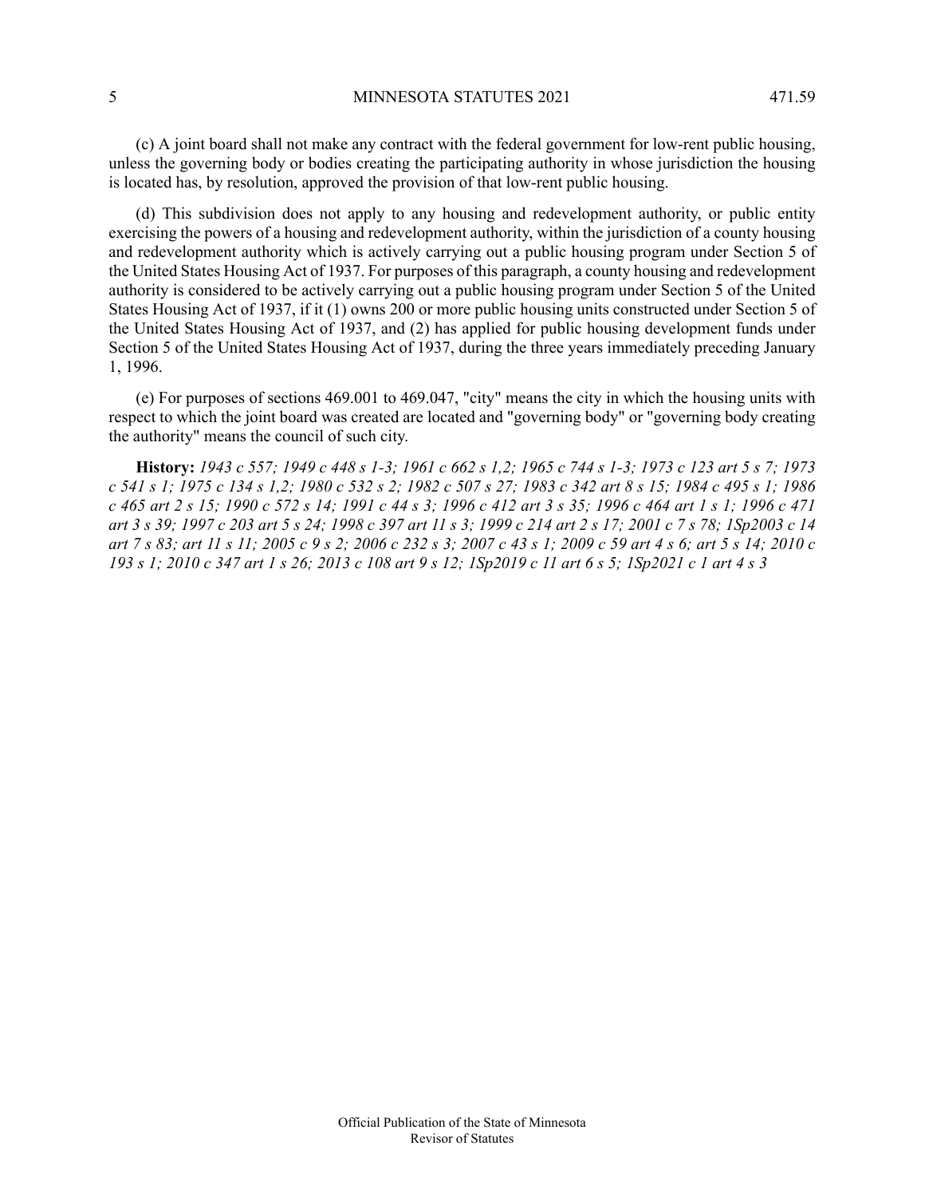(c) A joint board shall not make any contract with the federal government for low-rent public housing, unless the governing body or bodies creating the participating authority in whose jurisdiction the housing is located has, by resolution, approved the provision of that low-rent public housing.

(d) This subdivision does not apply to any housing and redevelopment authority, or public entity exercising the powers of a housing and redevelopment authority, within the jurisdiction of a county housing and redevelopment authority which is actively carrying out a public housing program under Section 5 of the United States Housing Act of 1937. For purposes of this paragraph, a county housing and redevelopment authority is considered to be actively carrying out a public housing program under Section 5 of the United States Housing Act of 1937, if it (1) owns 200 or more public housing units constructed under Section 5 of the United States Housing Act of 1937, and (2) has applied for public housing development funds under Section 5 of the United States Housing Act of 1937, during the three years immediately preceding January 1, 1996.

(e) For purposes of sections 469.001 to 469.047, "city" means the city in which the housing units with respect to which the joint board was created are located and "governing body" or "governing body creating the authority" means the council of such city.

**History:** *1943 c 557; 1949 c 448 s 1-3; 1961 c 662 s 1,2; 1965 c 744 s 1-3; 1973 c 123 art 5 s 7; 1973 c 541 s 1; 1975 c 134 s 1,2; 1980 c 532 s 2; 1982 c 507 s 27; 1983 c 342 art 8 s 15; 1984 c 495 s 1; 1986 c 465 art 2 s 15; 1990 c 572 s 14; 1991 c 44 s 3; 1996 c 412 art 3 s 35; 1996 c 464 art 1 s 1; 1996 c 471 art 3 s 39; 1997 c 203 art 5 s 24; 1998 c 397 art 11 s 3; 1999 c 214 art 2 s 17; 2001 c 7 s 78; 1Sp2003 c 14 art 7 s 83; art 11 s 11; 2005 c 9 s 2; 2006 c 232 s 3; 2007 c 43 s 1; 2009 c 59 art 4 s 6; art 5 s 14; 2010 c 193 s 1; 2010 c 347 art 1 s 26; 2013 c 108 art 9 s 12; 1Sp2019 c 11 art 6 s 5; 1Sp2021 c 1 art 4 s 3*